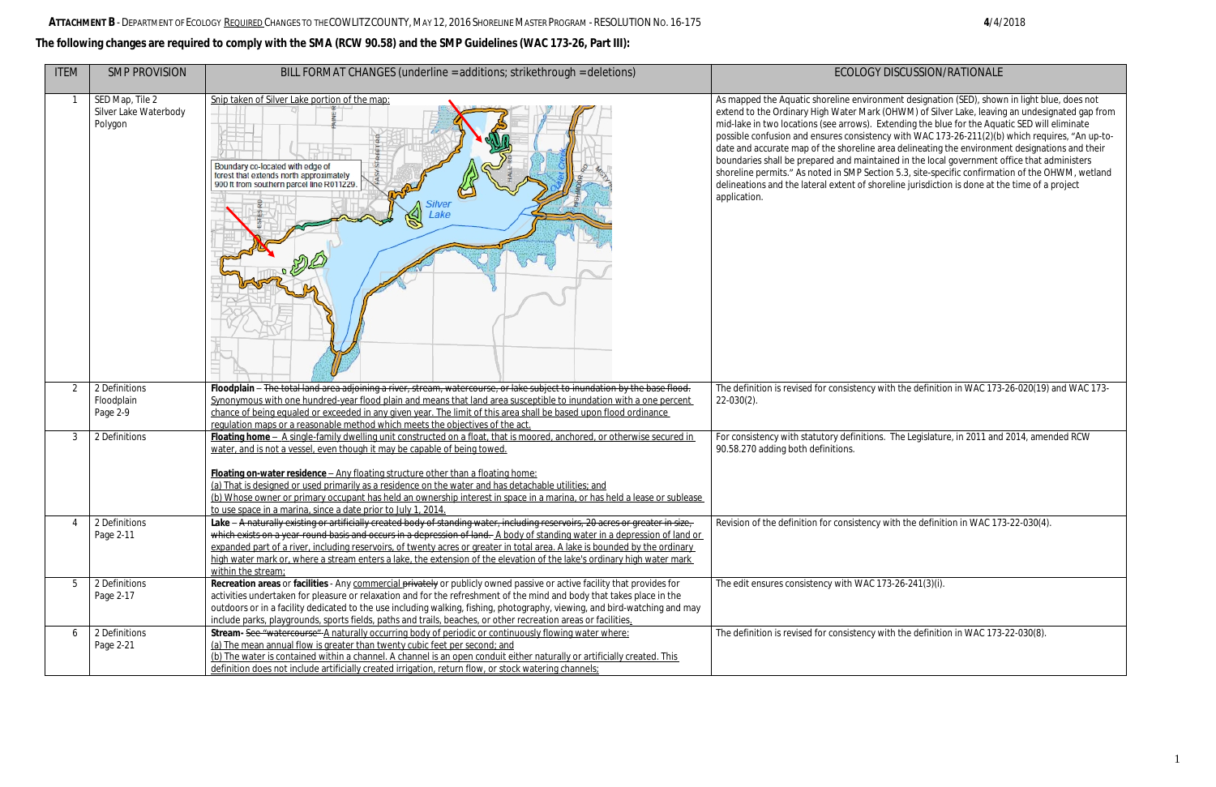**ATTACHMENT B** - DEPARTMENT OF ECOLOGY REQUIRED CHANGES TO THE COWLITZ COUNTY, MAY 12, 2016 SHORELINE MASTER PROGRAM - RESOLUTION NO. 16-175 **4**/4/2018

**The following changes are required to comply with the SMA (RCW 90.58) and the SMP Guidelines (WAC 173-26, Part III):**

| ITEM | SMP PROVISION | BILL FORMAT CHANGES (underline = additions; strikethrough = deletions) | ECOLOGY DISCUSSION/RATIONALE |
|---|---|---|---|
| 1 | SED Map, Tile 2 Silver Lake Waterbody Polygon | Snip taken of Silver Lake portion of the map: Boundary co-located with edge of forest that extends north approximately 900 ft from southern parcel line R011229. Silver Lake | As mapped the Aquatic shoreline environment designation (SED), shown in light blue, does not extend to the Ordinary High Water Mark (OHWM) of Silver Lake, leaving an undesignated gap from mid-lake in two locations (see arrows). Extending the blue for the Aquatic SED will eliminate possible confusion and ensures consistency with WAC 173-26-211(2)(b) which requires, "An up-to-date and accurate map of the shoreline area delineating the environment designations and their boundaries shall be prepared and maintained in the local government office that administers shoreline permits." As noted in SMP Section 5.3, site-specific confirmation of the OHWM, wetland delineations and the lateral extent of shoreline jurisdiction is done at the time of a project application. |
| 2 | 2 Definitions Floodplain Page 2-9 | **Floodplain** – ~~The total land area adjoining a river, stream, watercourse, or lake subject to inundation by the base flood.~~ <u>Synonymous with one hundred-year flood plain and means that land area susceptible to inundation with a one percent chance of being equaled or exceeded in any given year. The limit of this area shall be based upon flood ordinance regulation maps or a reasonable method which meets the objectives of the act.</u> | The definition is revised for consistency with the definition in WAC 173-26-020(19) and WAC 173-22-030(2). |
| 3 | 2 Definitions | <u>**Floating home** – A single-family dwelling unit constructed on a float, that is moored, anchored, or otherwise secured in water, and is not a vessel, even though it may be capable of being towed.</u><br><br><u>**Floating on-water residence** – Any floating structure other than a floating home:</u><br><u>(a) That is designed or used primarily as a residence on the water and has detachable utilities; and</u><br><u>(b) Whose owner or primary occupant has held an ownership interest in space in a marina, or has held a lease or sublease to use space in a marina, since a date prior to July 1, 2014.</u> | For consistency with statutory definitions. The Legislature, in 2011 and 2014, amended RCW 90.58.270 adding both definitions. |
| 4 | 2 Definitions Page 2-11 | **Lake** – ~~A naturally existing or artificially created body of standing water, including reservoirs, 20 acres or greater in size, which exists on a year-round basis and occurs in a depression of land.~~ <u>A body of standing water in a depression of land or expanded part of a river, including reservoirs, of twenty acres or greater in total area. A lake is bounded by the ordinary high water mark or, where a stream enters a lake, the extension of the elevation of the lake's ordinary high water mark within the stream;</u> | Revision of the definition for consistency with the definition in WAC 173-22-030(4). |
| 5 | 2 Definitions Page 2-17 | **Recreation areas** or **facilities** - Any <u>commercial</u> ~~privately~~ or publicly owned passive or active facility that provides for activities undertaken for pleasure or relaxation and for the refreshment of the mind and body that takes place in the outdoors or in a facility dedicated to the use including walking, fishing, photography, viewing, and bird-watching and may include parks, playgrounds, sports fields, paths and trails, beaches, or other recreation areas or facilities<u>.</u> | The edit ensures consistency with WAC 173-26-241(3)(i). |
| 6 | 2 Definitions Page 2-21 | **Stream**- ~~See "watercourse"~~ <u>A naturally occurring body of periodic or continuously flowing water where:</u><br><u>(a) The mean annual flow is greater than twenty cubic feet per second; and</u><br><u>(b) The water is contained within a channel. A channel is an open conduit either naturally or artificially created. This definition does not include artificially created irrigation, return flow, or stock watering channels;</u> | The definition is revised for consistency with the definition in WAC 173-22-030(8). |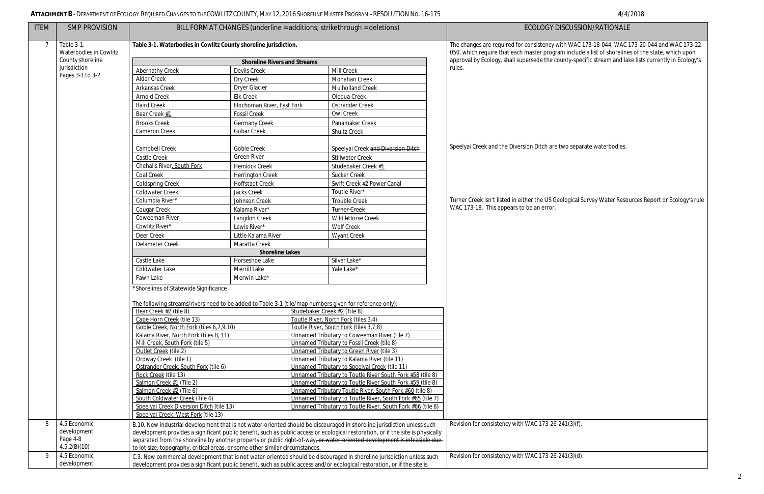| ITEM | SMP PROVISION | BILL FORMAT CHANGES (underline = additions; strikethrough = deletions) | ECOLOGY DISCUSSION/RATIONALE |
|---|---|---|---|
| 7 | Table 3-1. Waterbodies in Cowlitz County shoreline jurisdiction Pages 3-1 to 3-2 | **Table 3-1. Waterbodies in Cowlitz County shoreline jurisdiction.** (see table below) | The changes are required for consistency with WAC 173-18-044, WAC 173-20-044 and WAC 173-22-050, which require that each master program include a list of shorelines of the state, which upon approval by Ecology, shall supersede the county-specific stream and lake lists currently in Ecology's rules.<br><br>Speelyai Creek and the Diversion Ditch are two separate waterbodies.<br><br>Turner Creek isn't listed in either the US Geological Survey Water Resources Report or Ecology's rule WAC 173-18. This appears to be an error. |

**Table 3-1. Waterbodies in Cowlitz County shoreline jurisdiction.**

| Shoreline Rivers and Streams | | |
|---|---|---|
| Abernathy Creek | Devils Creek | Mill Creek |
| Alder Creek | Dry Creek | Monahan Creek |
| Arkansas Creek | Dryer Glacier | Mulholland Creek |
| Arnold Creek | Elk Creek | Olequa Creek |
| Baird Creek | Elochoman River, East Fork | Ostrander Creek |
| Bear Creek #1 | Fossil Creek | Owl Creek |
| Brooks Creek | Germany Creek | Panamaker Creek |
| Cameron Creek | Gobar Creek | Shultz Creek |
| Campbell Creek | Goble Creek | Speelyai Creek ~~and Diversion Ditch~~ |
| Castle Creek | Green River | Stillwater Creek |
| Chehalis River, South Fork | Hemlock Creek | Studebaker Creek #1 |
| Coal Creek | Herrington Creek | Sucker Creek |
| Coldspring Creek | Hoffstadt Creek | Swift Creek #2 Power Canal |
| Coldwater Creek | Jacks Creek | Toutle River* |
| Columbia River* | Johnson Creek | Trouble Creek |
| Cougar Creek | Kalama River* | ~~Turner Creek~~ |
| Coweeman River | Langdon Creek | Wild ~~h~~Horse Creek |
| Cowlitz River* | Lewis River* | Wolf Creek |
| Deer Creek | Little Kalama River | Wyant Creek |
| Delameter Creek | Maratta Creek | |
| **Shoreline Lakes** | | |
| Castle Lake | Horseshoe Lake | Silver Lake* |
| Coldwater Lake | Merrill Lake | Yale Lake* |
| Fawn Lake | Merwin Lake* | |

*Shorelines of Statewide Significance

The following streams/rivers need to be added to Table 3-1 (tile/map numbers given for reference only):

| | |
|---|---|
| Bear Creek #2 (tile 8) | Studebaker Creek #2 (Tile 8) |
| Cape Horn Creek (tile 13) | Toutle River, North Fork (tiles 3,4) |
| Goble Creek, North Fork (tiles 6,7,9,10) | Toutle River, South Fork (tiles 3,7,8) |
| Kalama River, North Fork (tiles 8, 11) | Unnamed Tributary to Coweeman River (tile 7) |
| Mill Creek, South Fork (tile 5) | Unnamed Tributary to Fossil Creek (tile 8) |
| Outlet Creek (tile 2) | Unnamed Tributary to Green River (tile 3) |
| Ordway Creek (tile 1) | Unnamed Tributary to Kalama River (tile 11) |
| Ostrander Creek, South Fork (tile 6) | Unnamed Tributary to Speelyai Creek (tile 11) |
| Rock Creek (tile 13) | Unnamed Tributary to Toutle River South Fork #58 (tile 8) |
| Salmon Creek #1 (Tile 2) | Unnamed Tributary to Toutle River South Fork #59 (tile 8) |
| Salmon Creek #2 (Tile 6) | Unnamed Tributary Toutle River, South Fork #60 (tile 8) |
| South Coldwater Creek (Tile 4) | Unnamed Tributary to Toutle River, South Fork #65 (tile 7) |
| Speelyai Creek Diversion Ditch (tile 13) | Unnamed Tributary to Toutle River, South Fork #66 (tile 8) |
| Speelyai Creek, West Fork (tile 13) | |

| ITEM | SMP PROVISION | BILL FORMAT CHANGES (underline = additions; strikethrough = deletions) | ECOLOGY DISCUSSION/RATIONALE |
|---|---|---|---|
| 8 | 4.5 Economic development Page 4-8 4.5.2(B)(10) | B.10. New industrial development that is not water-oriented should be discouraged in shoreline jurisdiction unless such development provides a significant public benefit, such as public access or ecological restoration, or if the site is physically separated from the shoreline by another property or public right-of-way~~, or water-oriented development is infeasible due to lot size, topography, critical areas, or some other similar circumstances~~. | Revision for consistency with WAC 173-26-241(3)(f). |
| 9 | 4.5 Economic development | C.3. New commercial development that is not water-oriented should be discouraged in shoreline jurisdiction unless such development provides a significant public benefit, such as public access and/or ecological restoration, or if the site is | Revision for consistency with WAC 173-26-241(3)(d). |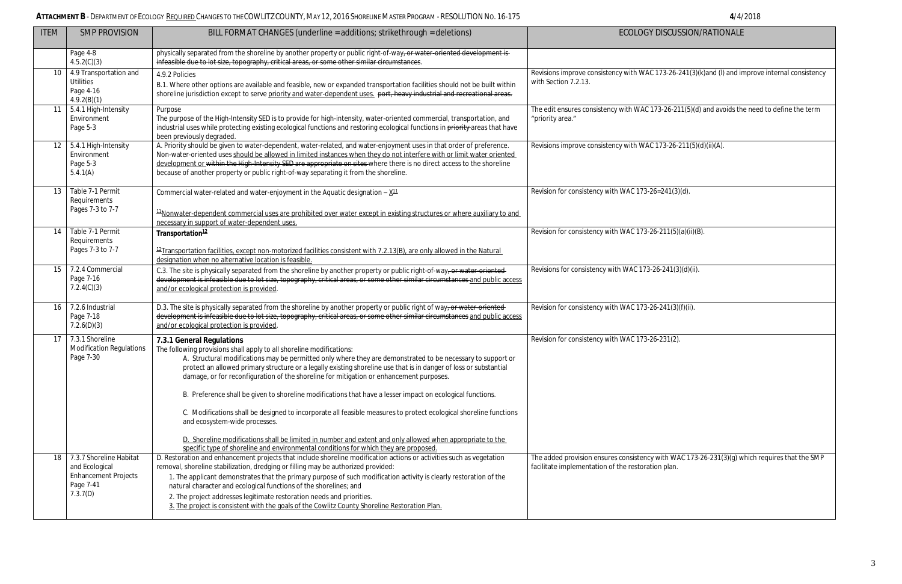| ITEM | SMP PROVISION | BILL FORMAT CHANGES (underline = additions; strikethrough = deletions) | ECOLOGY DISCUSSION/RATIONALE |
|---|---|---|---|
| | Page 4-8<br>4.5.2(C)(3) | physically separated from the shoreline by another property or public right-of-way~~, or water-oriented development is infeasible due to lot size, topography, critical areas, or some other similar circumstances~~. | |
| 10 | 4.9 Transportation and Utilities<br>Page 4-16<br>4.9.2(B)(1) | 4.9.2 Policies<br>B.1. Where other options are available and feasible, new or expanded transportation facilities should not be built within shoreline jurisdiction except to serve <u>priority and water-dependent uses.</u> ~~port, heavy industrial and recreational areas.~~ | Revisions improve consistency with WAC 173-26-241(3)(k)and (l) and improve internal consistency with Section 7.2.13. |
| 11 | 5.4.1 High-Intensity Environment<br>Page 5-3 | Purpose<br>The purpose of the High-Intensity SED is to provide for high-intensity, water-oriented commercial, transportation, and industrial uses while protecting existing ecological functions and restoring ecological functions in ~~priority~~ areas that have been previously degraded. | The edit ensures consistency with WAC 173-26-211(5)(d) and avoids the need to define the term "priority area." |
| 12 | 5.4.1 High-Intensity Environment<br>Page 5-3<br>5.4.1(A) | A. Priority should be given to water-dependent, water-related, and water-enjoyment uses in that order of preference. Non-water-oriented uses <u>should be allowed in limited instances when they do not interfere with or limit water oriented development or</u> ~~within the High-Intensity SED are appropriate on sites~~ where there is no direct access to the shoreline because of another property or public right-of-way separating it from the shoreline. | Revisions improve consistency with WAC 173-26-211(5)(d)(ii)(A). |
| 13 | Table 7-1 Permit Requirements<br>Pages 7-3 to 7-7 | Commercial water-related and water-enjoyment in the Aquatic designation – <u>X[11]</u><br><br><u>[11]Nonwater-dependent commercial uses are prohibited over water except in existing structures or where auxiliary to and necessary in support of water-dependent uses.</u> | Revision for consistency with WAC 173-26=241(3)(d). |
| 14 | Table 7-1 Permit Requirements<br>Pages 7-3 to 7-7 | **Transportation<u>[12]</u>**<br><br><u>[12]Transportation facilities, except non-motorized facilities consistent with 7.2.13(B), are only allowed in the Natural designation when no alternative location is feasible.</u> | Revision for consistency with WAC 173-26-211(5)(a)(ii)(B). |
| 15 | 7.2.4 Commercial<br>Page 7-16<br>7.2.4(C)(3) | C.3. The site is physically separated from the shoreline by another property or public right-of-way~~, or water-oriented development is infeasible due to lot size, topography, critical areas, or some other similar circumstances~~ <u>and public access and/or ecological protection is provided</u>. | Revisions for consistency with WAC 173-26-241(3)(d)(ii). |
| 16 | 7.2.6 Industrial<br>Page 7-18<br>7.2.6(D)(3) | D.3. The site is physically separated from the shoreline by another property or public right of way~~, or water-oriented development is infeasible due to lot size, topography, critical areas, or some other similar circumstances~~ <u>and public access and/or ecological protection is provided</u>. | Revision for consistency with WAC 173-26-241(3)(f)(ii). |
| 17 | 7.3.1 Shoreline Modification Regulations<br>Page 7-30 | **7.3.1 General Regulations**<br>The following provisions shall apply to all shoreline modifications:<br>A. Structural modifications may be permitted only where they are demonstrated to be necessary to support or protect an allowed primary structure or a legally existing shoreline use that is in danger of loss or substantial damage, or for reconfiguration of the shoreline for mitigation or enhancement purposes.<br><br>B. Preference shall be given to shoreline modifications that have a lesser impact on ecological functions.<br><br>C. Modifications shall be designed to incorporate all feasible measures to protect ecological shoreline functions and ecosystem-wide processes.<br><br><u>D. Shoreline modifications shall be limited in number and extent and only allowed when appropriate to the specific type of shoreline and environmental conditions for which they are proposed.</u> | Revision for consistency with WAC 173-26-231(2). |
| 18 | 7.3.7 Shoreline Habitat and Ecological Enhancement Projects<br>Page 7-41<br>7.3.7(D) | D. Restoration and enhancement projects that include shoreline modification actions or activities such as vegetation removal, shoreline stabilization, dredging or filling may be authorized provided:<br>1. The applicant demonstrates that the primary purpose of such modification activity is clearly restoration of the natural character and ecological functions of the shorelines; and<br>2. The project addresses legitimate restoration needs and priorities.<br><u>3. The project is consistent with the goals of the Cowlitz County Shoreline Restoration Plan.</u> | The added provision ensures consistency with WAC 173-26-231(3)(g) which requires that the SMP facilitate implementation of the restoration plan. |